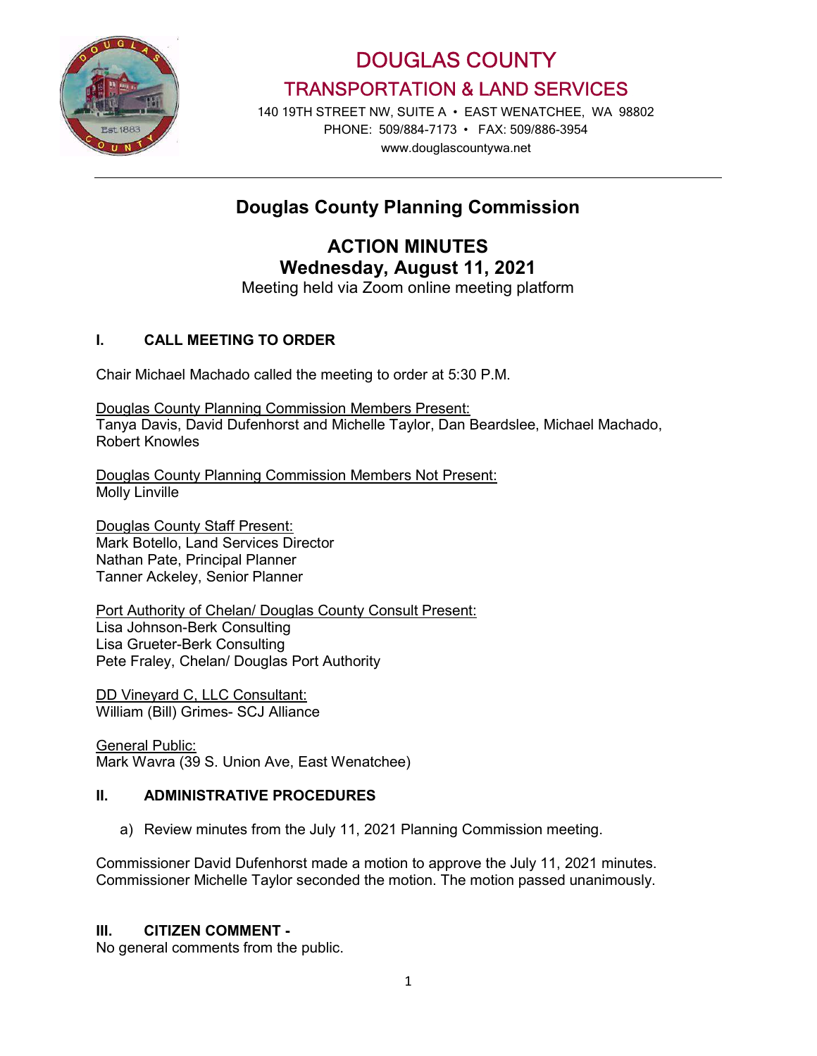# DOUGLAS COUNTY

## TRANSPORTATION & LAND SERVICES

140 19TH STREET NW, SUITE A • EAST WENATCHEE, WA 98802
PHONE: 509/884-7173 • FAX: 509/886-3954
www.douglascountywa.net

---

# Douglas County Planning Commission

## ACTION MINUTES
## Wednesday, August 11, 2021

Meeting held via Zoom online meeting platform

### I. CALL MEETING TO ORDER

Chair Michael Machado called the meeting to order at 5:30 P.M.

Douglas County Planning Commission Members Present:
Tanya Davis, David Dufenhorst and Michelle Taylor, Dan Beardslee, Michael Machado, Robert Knowles

Douglas County Planning Commission Members Not Present:
Molly Linville

Douglas County Staff Present:
Mark Botello, Land Services Director
Nathan Pate, Principal Planner
Tanner Ackeley, Senior Planner

Port Authority of Chelan/ Douglas County Consult Present:
Lisa Johnson-Berk Consulting
Lisa Grueter-Berk Consulting
Pete Fraley, Chelan/ Douglas Port Authority

DD Vineyard C, LLC Consultant:
William (Bill) Grimes- SCJ Alliance

General Public:
Mark Wavra (39 S. Union Ave, East Wenatchee)

### II. ADMINISTRATIVE PROCEDURES

a) Review minutes from the July 11, 2021 Planning Commission meeting.

Commissioner David Dufenhorst made a motion to approve the July 11, 2021 minutes. Commissioner Michelle Taylor seconded the motion. The motion passed unanimously.

### III. CITIZEN COMMENT -

No general comments from the public.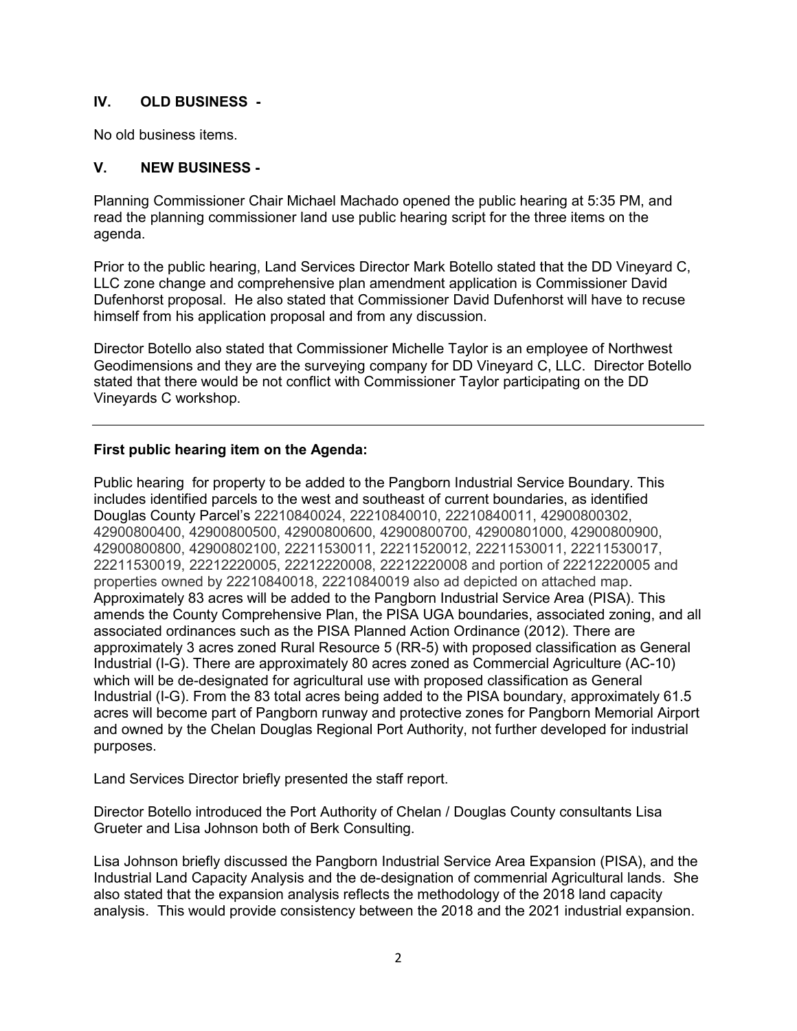## IV. OLD BUSINESS -

No old business items.

## V. NEW BUSINESS -

Planning Commissioner Chair Michael Machado opened the public hearing at 5:35 PM, and read the planning commissioner land use public hearing script for the three items on the agenda.

Prior to the public hearing, Land Services Director Mark Botello stated that the DD Vineyard C, LLC zone change and comprehensive plan amendment application is Commissioner David Dufenhorst proposal. He also stated that Commissioner David Dufenhorst will have to recuse himself from his application proposal and from any discussion.

Director Botello also stated that Commissioner Michelle Taylor is an employee of Northwest Geodimensions and they are the surveying company for DD Vineyard C, LLC. Director Botello stated that there would be not conflict with Commissioner Taylor participating on the DD Vineyards C workshop.

---

**First public hearing item on the Agenda:**

Public hearing for property to be added to the Pangborn Industrial Service Boundary. This includes identified parcels to the west and southeast of current boundaries, as identified Douglas County Parcel's 22210840024, 22210840010, 22210840011, 42900800302, 42900800400, 42900800500, 42900800600, 42900800700, 42900801000, 42900800900, 42900800800, 42900802100, 22211530011, 22211520012, 22211530011, 22211530017, 22211530019, 22212220005, 22212220008, 22212220008 and portion of 22212220005 and properties owned by 22210840018, 22210840019 also ad depicted on attached map. Approximately 83 acres will be added to the Pangborn Industrial Service Area (PISA). This amends the County Comprehensive Plan, the PISA UGA boundaries, associated zoning, and all associated ordinances such as the PISA Planned Action Ordinance (2012). There are approximately 3 acres zoned Rural Resource 5 (RR-5) with proposed classification as General Industrial (I-G). There are approximately 80 acres zoned as Commercial Agriculture (AC-10) which will be de-designated for agricultural use with proposed classification as General Industrial (I-G). From the 83 total acres being added to the PISA boundary, approximately 61.5 acres will become part of Pangborn runway and protective zones for Pangborn Memorial Airport and owned by the Chelan Douglas Regional Port Authority, not further developed for industrial purposes.

Land Services Director briefly presented the staff report.

Director Botello introduced the Port Authority of Chelan / Douglas County consultants Lisa Grueter and Lisa Johnson both of Berk Consulting.

Lisa Johnson briefly discussed the Pangborn Industrial Service Area Expansion (PISA), and the Industrial Land Capacity Analysis and the de-designation of commenrial Agricultural lands. She also stated that the expansion analysis reflects the methodology of the 2018 land capacity analysis. This would provide consistency between the 2018 and the 2021 industrial expansion.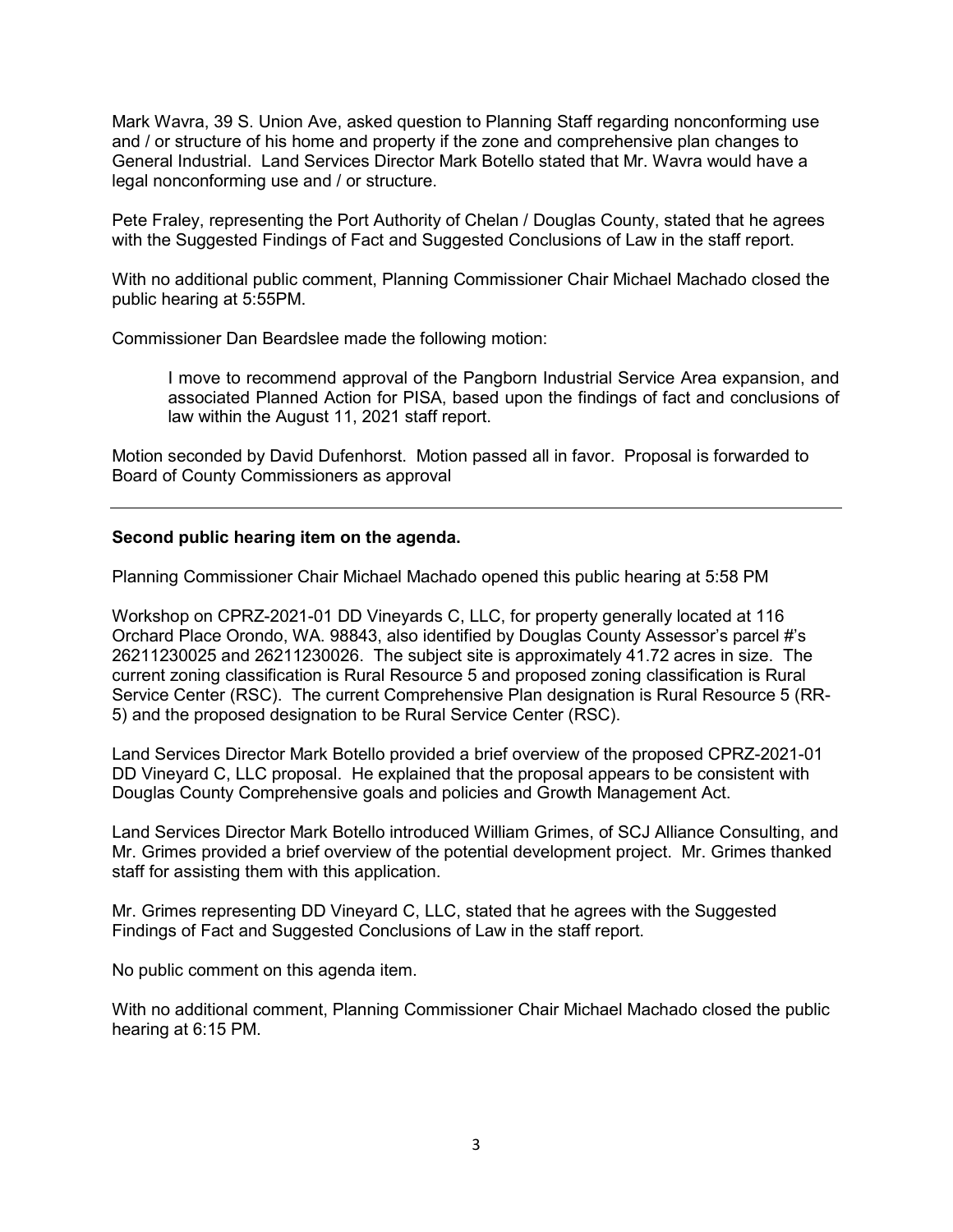Mark Wavra, 39 S. Union Ave, asked question to Planning Staff regarding nonconforming use and / or structure of his home and property if the zone and comprehensive plan changes to General Industrial. Land Services Director Mark Botello stated that Mr. Wavra would have a legal nonconforming use and / or structure.

Pete Fraley, representing the Port Authority of Chelan / Douglas County, stated that he agrees with the Suggested Findings of Fact and Suggested Conclusions of Law in the staff report.

With no additional public comment, Planning Commissioner Chair Michael Machado closed the public hearing at 5:55PM.

Commissioner Dan Beardslee made the following motion:

> I move to recommend approval of the Pangborn Industrial Service Area expansion, and associated Planned Action for PISA, based upon the findings of fact and conclusions of law within the August 11, 2021 staff report.

Motion seconded by David Dufenhorst. Motion passed all in favor. Proposal is forwarded to Board of County Commissioners as approval

---

**Second public hearing item on the agenda.**

Planning Commissioner Chair Michael Machado opened this public hearing at 5:58 PM

Workshop on CPRZ-2021-01 DD Vineyards C, LLC, for property generally located at 116 Orchard Place Orondo, WA. 98843, also identified by Douglas County Assessor's parcel #'s 26211230025 and 26211230026. The subject site is approximately 41.72 acres in size. The current zoning classification is Rural Resource 5 and proposed zoning classification is Rural Service Center (RSC). The current Comprehensive Plan designation is Rural Resource 5 (RR-5) and the proposed designation to be Rural Service Center (RSC).

Land Services Director Mark Botello provided a brief overview of the proposed CPRZ-2021-01 DD Vineyard C, LLC proposal. He explained that the proposal appears to be consistent with Douglas County Comprehensive goals and policies and Growth Management Act.

Land Services Director Mark Botello introduced William Grimes, of SCJ Alliance Consulting, and Mr. Grimes provided a brief overview of the potential development project. Mr. Grimes thanked staff for assisting them with this application.

Mr. Grimes representing DD Vineyard C, LLC, stated that he agrees with the Suggested Findings of Fact and Suggested Conclusions of Law in the staff report.

No public comment on this agenda item.

With no additional comment, Planning Commissioner Chair Michael Machado closed the public hearing at 6:15 PM.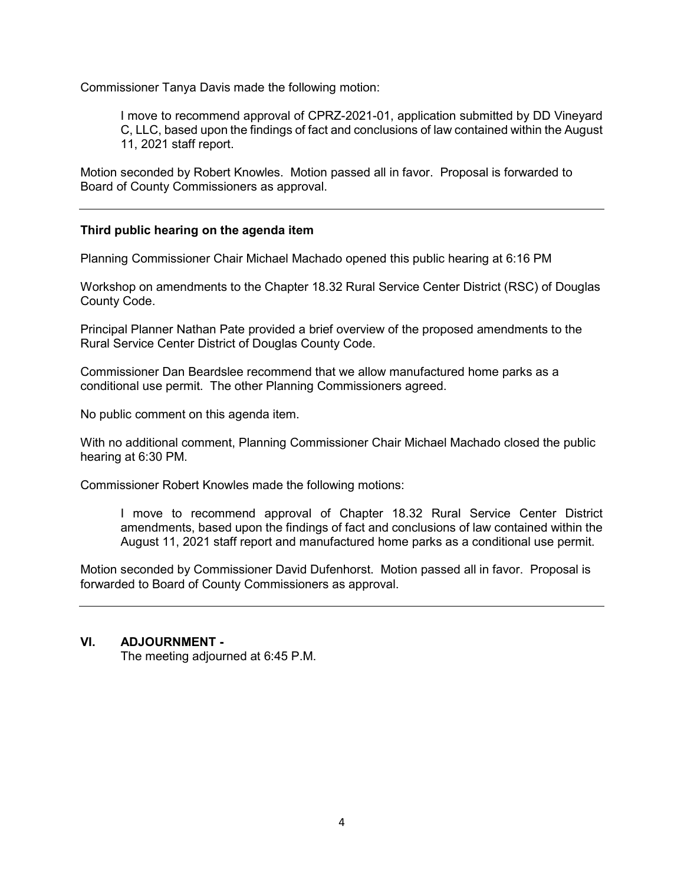Commissioner Tanya Davis made the following motion:

> I move to recommend approval of CPRZ-2021-01, application submitted by DD Vineyard C, LLC, based upon the findings of fact and conclusions of law contained within the August 11, 2021 staff report.

Motion seconded by Robert Knowles. Motion passed all in favor. Proposal is forwarded to Board of County Commissioners as approval.

---

**Third public hearing on the agenda item**

Planning Commissioner Chair Michael Machado opened this public hearing at 6:16 PM

Workshop on amendments to the Chapter 18.32 Rural Service Center District (RSC) of Douglas County Code.

Principal Planner Nathan Pate provided a brief overview of the proposed amendments to the Rural Service Center District of Douglas County Code.

Commissioner Dan Beardslee recommend that we allow manufactured home parks as a conditional use permit. The other Planning Commissioners agreed.

No public comment on this agenda item.

With no additional comment, Planning Commissioner Chair Michael Machado closed the public hearing at 6:30 PM.

Commissioner Robert Knowles made the following motions:

> I move to recommend approval of Chapter 18.32 Rural Service Center District amendments, based upon the findings of fact and conclusions of law contained within the August 11, 2021 staff report and manufactured home parks as a conditional use permit.

Motion seconded by Commissioner David Dufenhorst. Motion passed all in favor. Proposal is forwarded to Board of County Commissioners as approval.

---

## VI. ADJOURNMENT -

The meeting adjourned at 6:45 P.M.